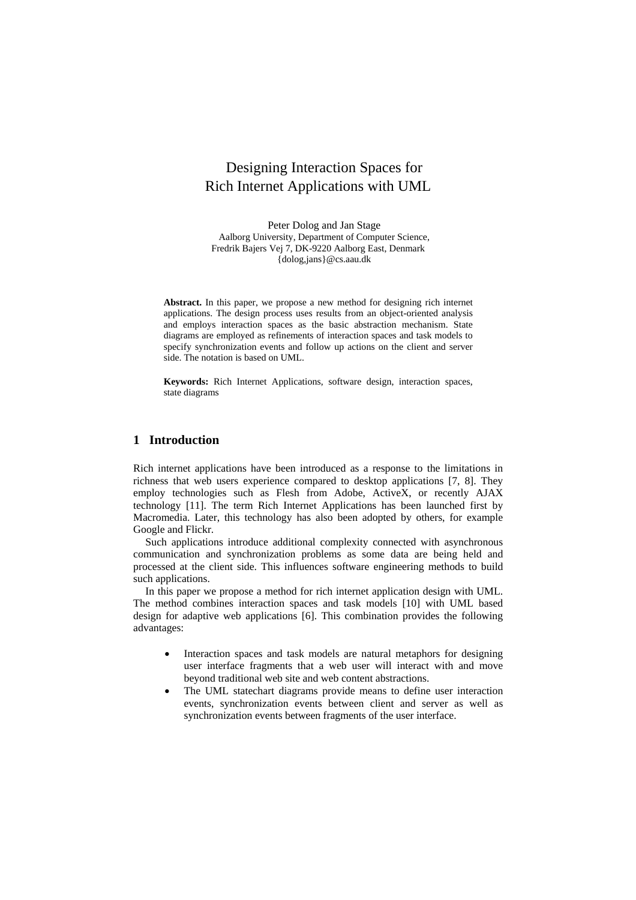# Designing Interaction Spaces for Rich Internet Applications with UML

Peter Dolog and Jan Stage

Aalborg University, Department of Computer Science,
Fredrik Bajers Vej 7, DK-9220 Aalborg East, Denmark
{dolog,jans}@cs.aau.dk

**Abstract.** In this paper, we propose a new method for designing rich internet applications. The design process uses results from an object-oriented analysis and employs interaction spaces as the basic abstraction mechanism. State diagrams are employed as refinements of interaction spaces and task models to specify synchronization events and follow up actions on the client and server side. The notation is based on UML.

**Keywords:** Rich Internet Applications, software design, interaction spaces, state diagrams

## 1 Introduction

Rich internet applications have been introduced as a response to the limitations in richness that web users experience compared to desktop applications [7, 8]. They employ technologies such as Flesh from Adobe, ActiveX, or recently AJAX technology [11]. The term Rich Internet Applications has been launched first by Macromedia. Later, this technology has also been adopted by others, for example Google and Flickr.

Such applications introduce additional complexity connected with asynchronous communication and synchronization problems as some data are being held and processed at the client side. This influences software engineering methods to build such applications.

In this paper we propose a method for rich internet application design with UML. The method combines interaction spaces and task models [10] with UML based design for adaptive web applications [6]. This combination provides the following advantages:

- Interaction spaces and task models are natural metaphors for designing user interface fragments that a web user will interact with and move beyond traditional web site and web content abstractions.
- The UML statechart diagrams provide means to define user interaction events, synchronization events between client and server as well as synchronization events between fragments of the user interface.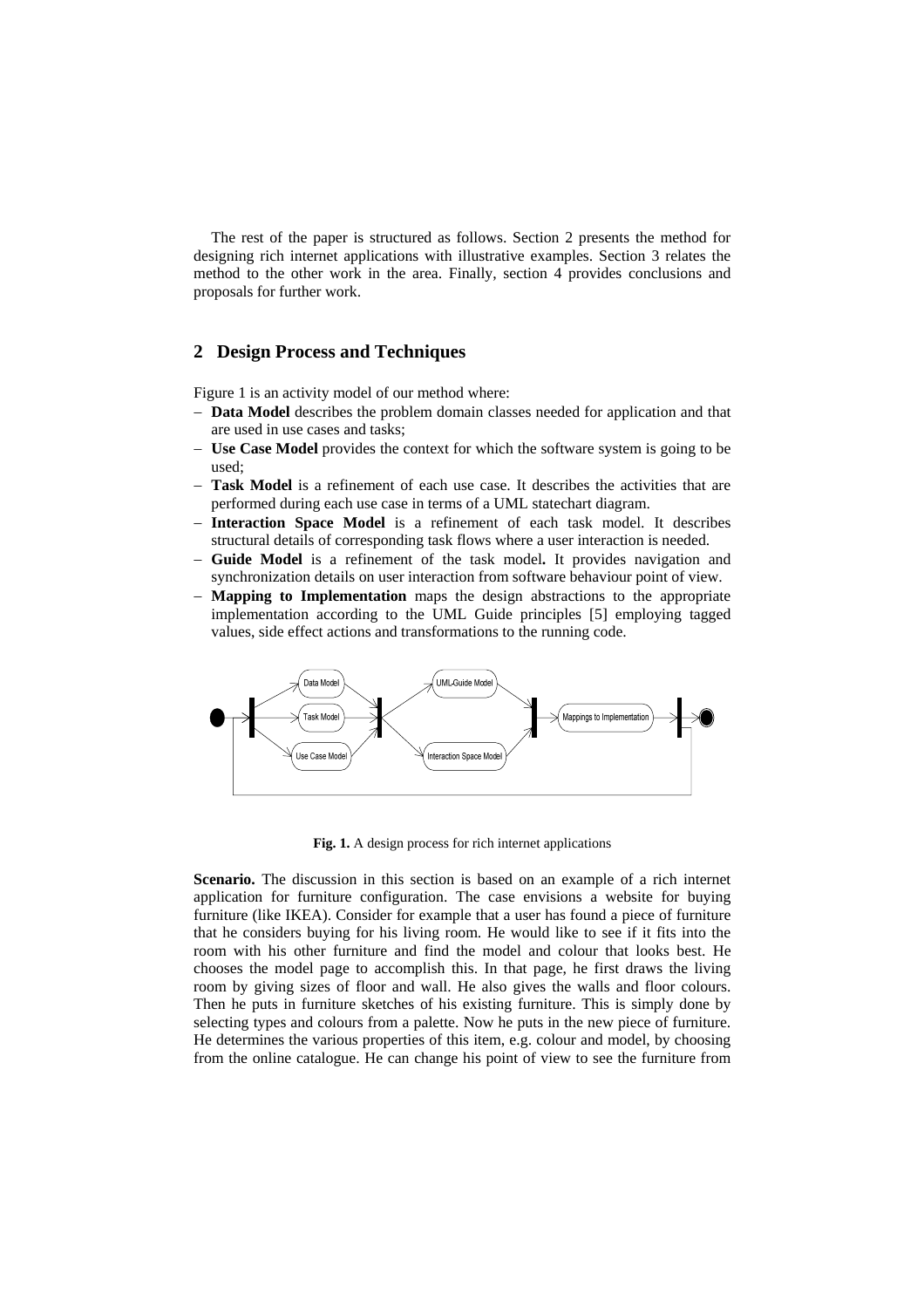The rest of the paper is structured as follows. Section 2 presents the method for designing rich internet applications with illustrative examples. Section 3 relates the method to the other work in the area. Finally, section 4 provides conclusions and proposals for further work.

## 2 Design Process and Techniques

Figure 1 is an activity model of our method where:

- **Data Model** describes the problem domain classes needed for application and that are used in use cases and tasks;
- **Use Case Model** provides the context for which the software system is going to be used;
- **Task Model** is a refinement of each use case. It describes the activities that are performed during each use case in terms of a UML statechart diagram.
- **Interaction Space Model** is a refinement of each task model. It describes structural details of corresponding task flows where a user interaction is needed.
- **Guide Model** is a refinement of the task model**.** It provides navigation and synchronization details on user interaction from software behaviour point of view.
- **Mapping to Implementation** maps the design abstractions to the appropriate implementation according to the UML Guide principles [5] employing tagged values, side effect actions and transformations to the running code.

Data Model
Task Model
Use Case Model
UML-Guide Model
Interaction Space Model
Mappings to Implementation

**Fig. 1.** A design process for rich internet applications

**Scenario.** The discussion in this section is based on an example of a rich internet application for furniture configuration. The case envisions a website for buying furniture (like IKEA). Consider for example that a user has found a piece of furniture that he considers buying for his living room. He would like to see if it fits into the room with his other furniture and find the model and colour that looks best. He chooses the model page to accomplish this. In that page, he first draws the living room by giving sizes of floor and wall. He also gives the walls and floor colours. Then he puts in furniture sketches of his existing furniture. This is simply done by selecting types and colours from a palette. Now he puts in the new piece of furniture. He determines the various properties of this item, e.g. colour and model, by choosing from the online catalogue. He can change his point of view to see the furniture from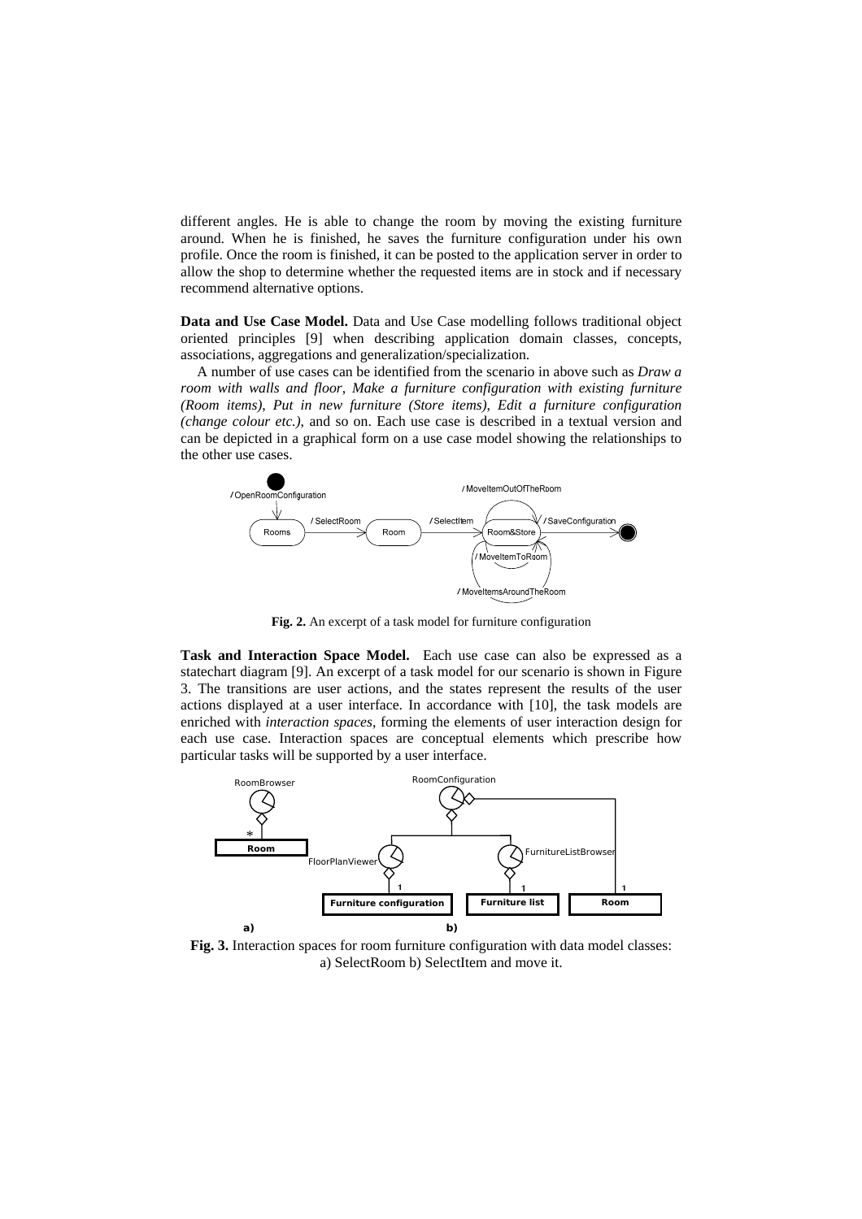different angles. He is able to change the room by moving the existing furniture around. When he is finished, he saves the furniture configuration under his own profile. Once the room is finished, it can be posted to the application server in order to allow the shop to determine whether the requested items are in stock and if necessary recommend alternative options.

**Data and Use Case Model.** Data and Use Case modelling follows traditional object oriented principles [9] when describing application domain classes, concepts, associations, aggregations and generalization/specialization.

A number of use cases can be identified from the scenario in above such as *Draw a room with walls and floor*, *Make a furniture configuration with existing furniture (Room items)*, *Put in new furniture (Store items)*, *Edit a furniture configuration (change colour etc.)*, and so on. Each use case is described in a textual version and can be depicted in a graphical form on a use case model showing the relationships to the other use cases.

**Fig. 2.** An excerpt of a task model for furniture configuration

**Task and Interaction Space Model.** Each use case can also be expressed as a statechart diagram [9]. An excerpt of a task model for our scenario is shown in Figure 3. The transitions are user actions, and the states represent the results of the user actions displayed at a user interface. In accordance with [10], the task models are enriched with *interaction spaces*, forming the elements of user interaction design for each use case. Interaction spaces are conceptual elements which prescribe how particular tasks will be supported by a user interface.

**Fig. 3.** Interaction spaces for room furniture configuration with data model classes: a) SelectRoom b) SelectItem and move it.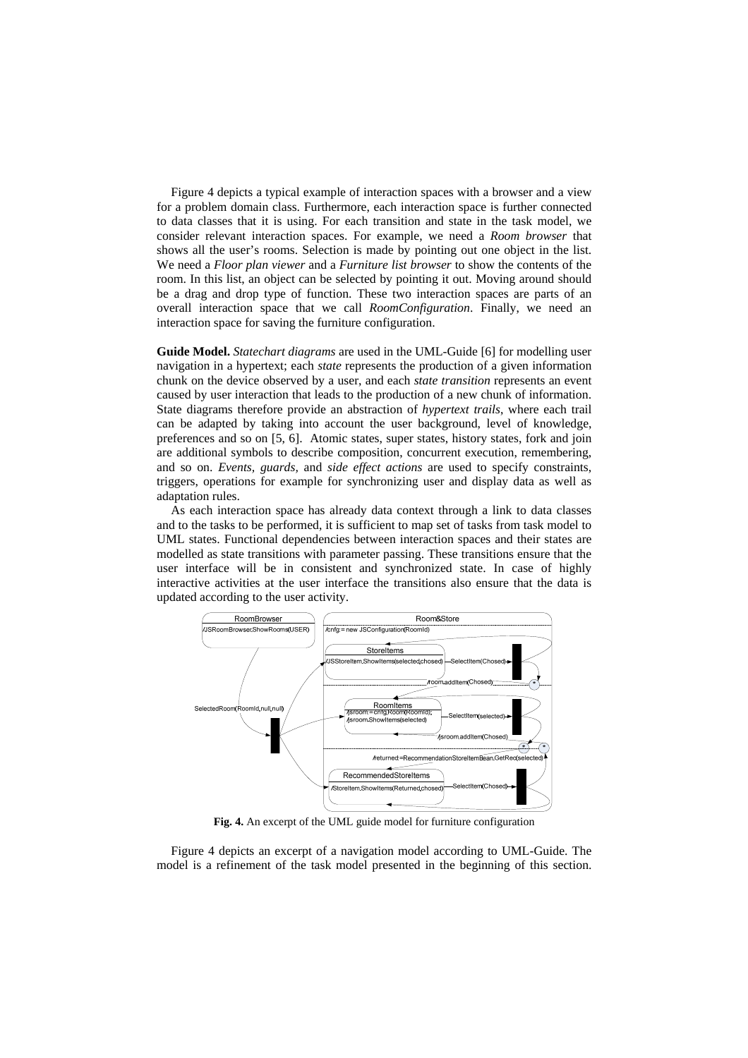Figure 4 depicts a typical example of interaction spaces with a browser and a view for a problem domain class. Furthermore, each interaction space is further connected to data classes that it is using. For each transition and state in the task model, we consider relevant interaction spaces. For example, we need a *Room browser* that shows all the user's rooms. Selection is made by pointing out one object in the list. We need a *Floor plan viewer* and a *Furniture list browser* to show the contents of the room. In this list, an object can be selected by pointing it out. Moving around should be a drag and drop type of function. These two interaction spaces are parts of an overall interaction space that we call *RoomConfiguration*. Finally, we need an interaction space for saving the furniture configuration.

**Guide Model.** *Statechart diagrams* are used in the UML-Guide [6] for modelling user navigation in a hypertext; each *state* represents the production of a given information chunk on the device observed by a user, and each *state transition* represents an event caused by user interaction that leads to the production of a new chunk of information. State diagrams therefore provide an abstraction of *hypertext trails*, where each trail can be adapted by taking into account the user background, level of knowledge, preferences and so on [5, 6]. Atomic states, super states, history states, fork and join are additional symbols to describe composition, concurrent execution, remembering, and so on. *Events, guards,* and *side effect actions* are used to specify constraints, triggers, operations for example for synchronizing user and display data as well as adaptation rules.

As each interaction space has already data context through a link to data classes and to the tasks to be performed, it is sufficient to map set of tasks from task model to UML states. Functional dependencies between interaction spaces and their states are modelled as state transitions with parameter passing. These transitions ensure that the user interface will be in consistent and synchronized state. In case of highly interactive activities at the user interface the transitions also ensure that the data is updated according to the user activity.

RoomBrowser
/JSRoomBrowser.ShowRooms(USER)
SelectedRoom(RoomId,null,null)
Room&Store
/cnfg:= new JSConfiguration(RoomId)
StoreItems
/JSStoreItem.ShowItems(selected,chosed)
SelectItem(Chosed)
/room.addItem(Chosed)
RoomItems
/jsroom:=cnfg.Room(RoomId);
/jsroom.ShowItems(selected)
SelectItem(selected)
/jsroom.addItem(Chosed)
/returned:=RecommendationStoreItemBean.GetRec(selected)
RecommendedStoreItems
/StoreItem.ShowItems(Returned,chosed)
SelectItem(Chosed)

**Fig. 4.** An excerpt of the UML guide model for furniture configuration

Figure 4 depicts an excerpt of a navigation model according to UML-Guide. The model is a refinement of the task model presented in the beginning of this section.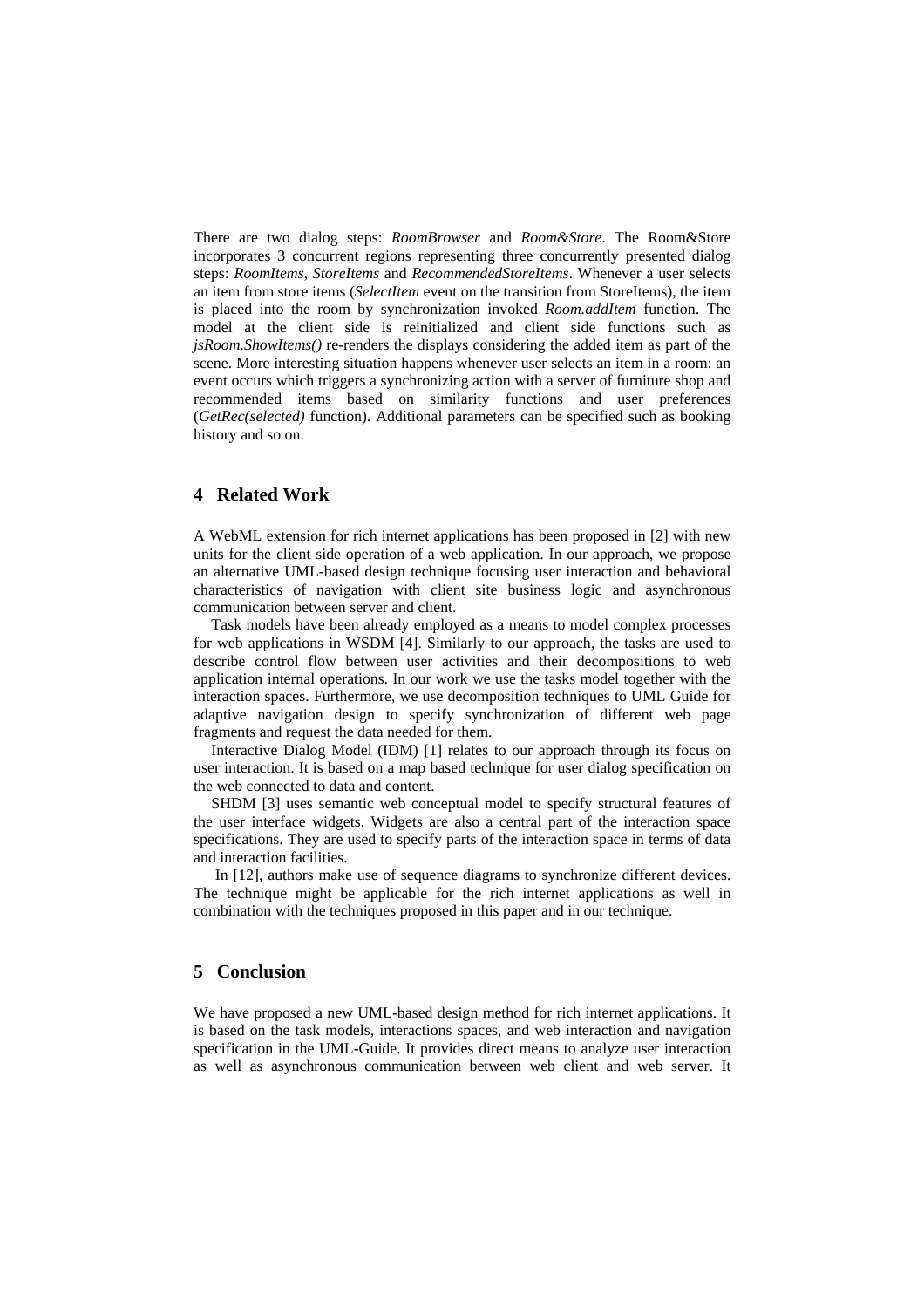There are two dialog steps: *RoomBrowser* and *Room&Store*. The Room&Store incorporates 3 concurrent regions representing three concurrently presented dialog steps: *RoomItems*, *StoreItems* and *RecommendedStoreItems*. Whenever a user selects an item from store items (*SelectItem* event on the transition from StoreItems), the item is placed into the room by synchronization invoked *Room.addItem* function. The model at the client side is reinitialized and client side functions such as *jsRoom.ShowItems()* re-renders the displays considering the added item as part of the scene. More interesting situation happens whenever user selects an item in a room: an event occurs which triggers a synchronizing action with a server of furniture shop and recommended items based on similarity functions and user preferences (*GetRec(selected)* function). Additional parameters can be specified such as booking history and so on.

## 4 Related Work

A WebML extension for rich internet applications has been proposed in [2] with new units for the client side operation of a web application. In our approach, we propose an alternative UML-based design technique focusing user interaction and behavioral characteristics of navigation with client site business logic and asynchronous communication between server and client.

Task models have been already employed as a means to model complex processes for web applications in WSDM [4]. Similarly to our approach, the tasks are used to describe control flow between user activities and their decompositions to web application internal operations. In our work we use the tasks model together with the interaction spaces. Furthermore, we use decomposition techniques to UML Guide for adaptive navigation design to specify synchronization of different web page fragments and request the data needed for them.

Interactive Dialog Model (IDM) [1] relates to our approach through its focus on user interaction. It is based on a map based technique for user dialog specification on the web connected to data and content.

SHDM [3] uses semantic web conceptual model to specify structural features of the user interface widgets. Widgets are also a central part of the interaction space specifications. They are used to specify parts of the interaction space in terms of data and interaction facilities.

In [12], authors make use of sequence diagrams to synchronize different devices. The technique might be applicable for the rich internet applications as well in combination with the techniques proposed in this paper and in our technique.

## 5 Conclusion

We have proposed a new UML-based design method for rich internet applications. It is based on the task models, interactions spaces, and web interaction and navigation specification in the UML-Guide. It provides direct means to analyze user interaction as well as asynchronous communication between web client and web server. It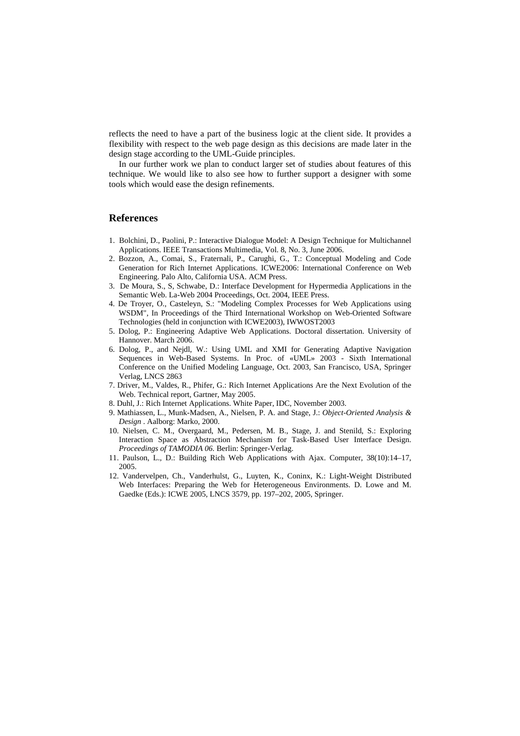reflects the need to have a part of the business logic at the client side. It provides a flexibility with respect to the web page design as this decisions are made later in the design stage according to the UML-Guide principles.

In our further work we plan to conduct larger set of studies about features of this technique. We would like to also see how to further support a designer with some tools which would ease the design refinements.

## References

1. Bolchini, D., Paolini, P.: Interactive Dialogue Model: A Design Technique for Multichannel Applications. IEEE Transactions Multimedia, Vol. 8, No. 3, June 2006.
2. Bozzon, A., Comai, S., Fraternali, P., Carughi, G., T.: Conceptual Modeling and Code Generation for Rich Internet Applications. ICWE2006: International Conference on Web Engineering. Palo Alto, California USA. ACM Press.
3. De Moura, S., S, Schwabe, D.: Interface Development for Hypermedia Applications in the Semantic Web. La-Web 2004 Proceedings, Oct. 2004, IEEE Press.
4. De Troyer, O., Casteleyn, S.: "Modeling Complex Processes for Web Applications using WSDM", In Proceedings of the Third International Workshop on Web-Oriented Software Technologies (held in conjunction with ICWE2003), IWWOST2003
5. Dolog, P.: Engineering Adaptive Web Applications. Doctoral dissertation. University of Hannover. March 2006.
6. Dolog, P., and Nejdl, W.: Using UML and XMI for Generating Adaptive Navigation Sequences in Web-Based Systems. In Proc. of «UML» 2003 - Sixth International Conference on the Unified Modeling Language, Oct. 2003, San Francisco, USA, Springer Verlag, LNCS 2863
7. Driver, M., Valdes, R., Phifer, G.: Rich Internet Applications Are the Next Evolution of the Web. Technical report, Gartner, May 2005.
8. Duhl, J.: Rich Internet Applications. White Paper, IDC, November 2003.
9. Mathiassen, L., Munk-Madsen, A., Nielsen, P. A. and Stage, J.: *Object-Oriented Analysis & Design* . Aalborg: Marko, 2000.
10. Nielsen, C. M., Overgaard, M., Pedersen, M. B., Stage, J. and Stenild, S.: Exploring Interaction Space as Abstraction Mechanism for Task-Based User Interface Design. *Proceedings of TAMODIA 06*. Berlin: Springer-Verlag.
11. Paulson, L., D.: Building Rich Web Applications with Ajax. Computer, 38(10):14–17, 2005.
12. Vandervelpen, Ch., Vanderhulst, G., Luyten, K., Coninx, K.: Light-Weight Distributed Web Interfaces: Preparing the Web for Heterogeneous Environments. D. Lowe and M. Gaedke (Eds.): ICWE 2005, LNCS 3579, pp. 197–202, 2005, Springer.